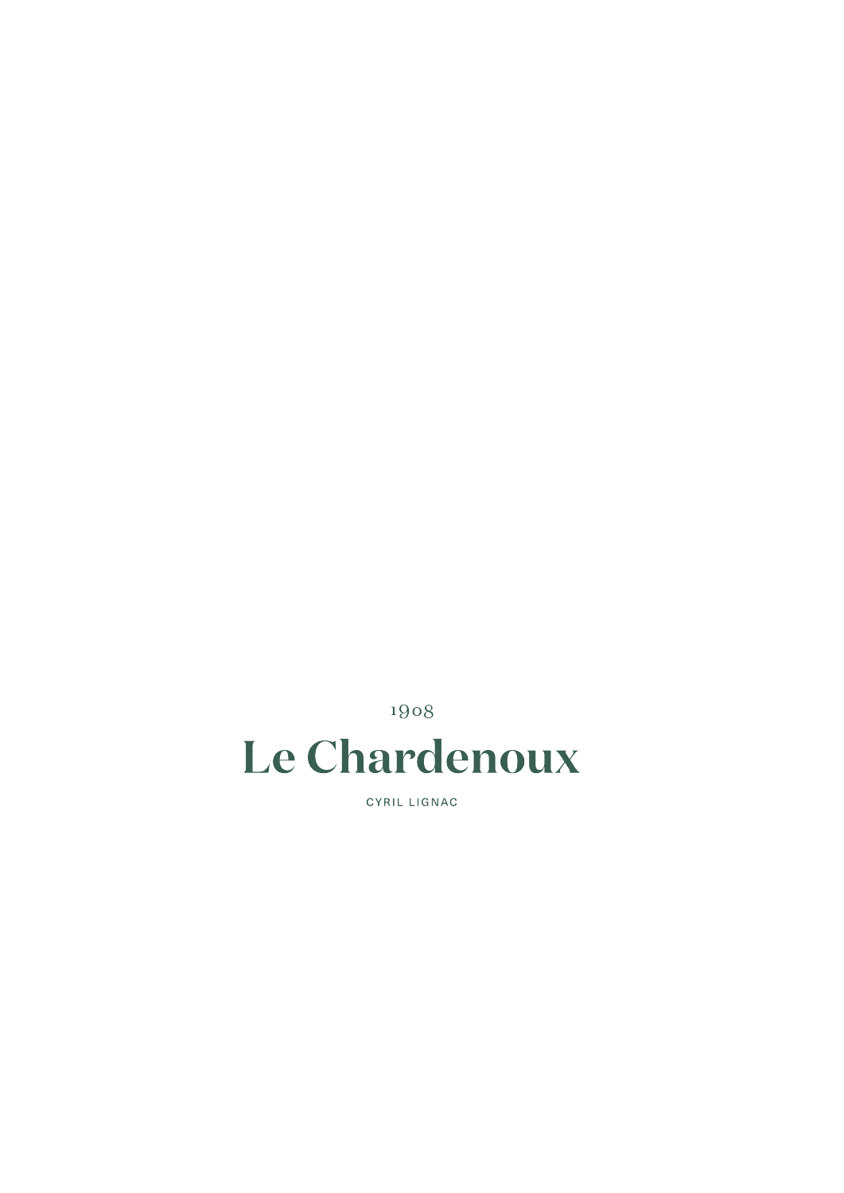1908

# Le Chardenoux

CYRIL LIGNAC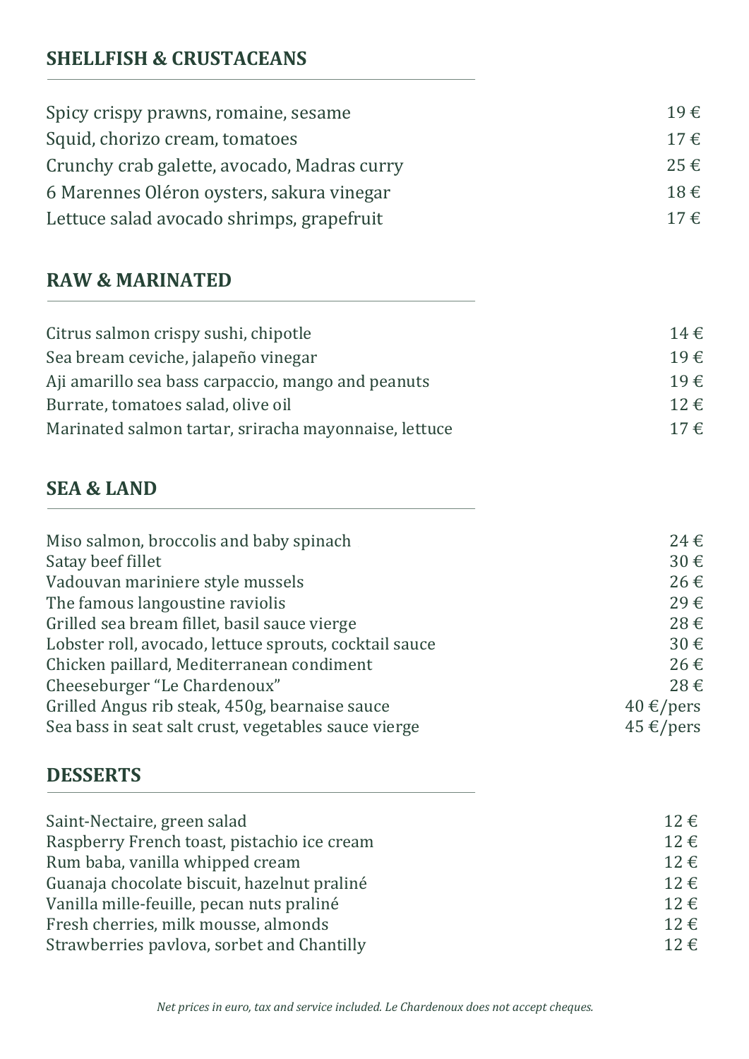## SHELLFISH & CRUSTACEANS

| | |
|---|---|
| Spicy crispy prawns, romaine, sesame | 19 € |
| Squid, chorizo cream, tomatoes | 17 € |
| Crunchy crab galette, avocado, Madras curry | 25 € |
| 6 Marennes Oléron oysters, sakura vinegar | 18 € |
| Lettuce salad avocado shrimps, grapefruit | 17 € |

## RAW & MARINATED

| | |
|---|---|
| Citrus salmon crispy sushi, chipotle | 14 € |
| Sea bream ceviche, jalapeño vinegar | 19 € |
| Aji amarillo sea bass carpaccio, mango and peanuts | 19 € |
| Burrate, tomatoes salad, olive oil | 12 € |
| Marinated salmon tartar, sriracha mayonnaise, lettuce | 17 € |

## SEA & LAND

| | |
|---|---|
| Miso salmon, broccolis and baby spinach | 24 € |
| Satay beef fillet | 30 € |
| Vadouvan mariniere style mussels | 26 € |
| The famous langoustine raviolis | 29 € |
| Grilled sea bream fillet, basil sauce vierge | 28 € |
| Lobster roll, avocado, lettuce sprouts, cocktail sauce | 30 € |
| Chicken paillard, Mediterranean condiment | 26 € |
| Cheeseburger "Le Chardenoux" | 28 € |
| Grilled Angus rib steak, 450g, bearnaise sauce | 40 €/pers |
| Sea bass in seat salt crust, vegetables sauce vierge | 45 €/pers |

## DESSERTS

| | |
|---|---|
| Saint-Nectaire, green salad | 12 € |
| Raspberry French toast, pistachio ice cream | 12 € |
| Rum baba, vanilla whipped cream | 12 € |
| Guanaja chocolate biscuit, hazelnut praliné | 12 € |
| Vanilla mille-feuille, pecan nuts praliné | 12 € |
| Fresh cherries, milk mousse, almonds | 12 € |
| Strawberries pavlova, sorbet and Chantilly | 12 € |

*Net prices in euro, tax and service included. Le Chardenoux does not accept cheques.*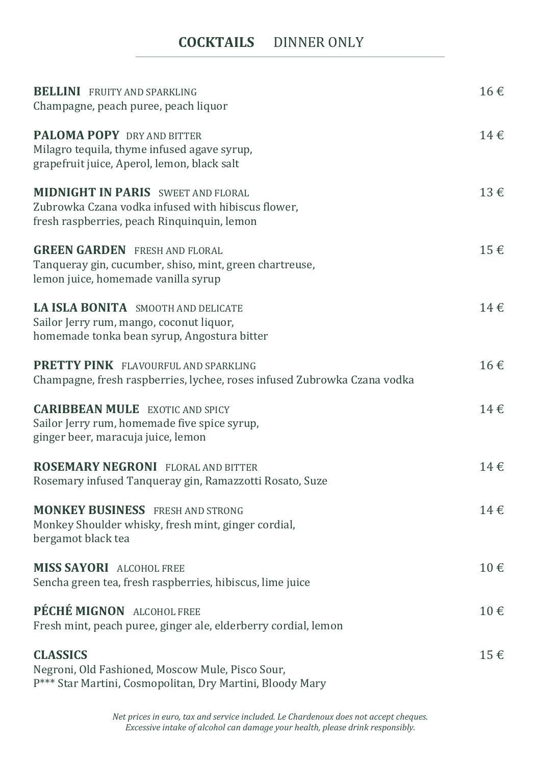## **COCKTAILS** DINNER ONLY

**BELLINI** FRUITY AND SPARKLING — 16 €
Champagne, peach puree, peach liquor

**PALOMA POPY** DRY AND BITTER — 14 €
Milagro tequila, thyme infused agave syrup,
grapefruit juice, Aperol, lemon, black salt

**MIDNIGHT IN PARIS** SWEET AND FLORAL — 13 €
Zubrowka Czana vodka infused with hibiscus flower,
fresh raspberries, peach Rinquinquin, lemon

**GREEN GARDEN** FRESH AND FLORAL — 15 €
Tanqueray gin, cucumber, shiso, mint, green chartreuse,
lemon juice, homemade vanilla syrup

**LA ISLA BONITA** SMOOTH AND DELICATE — 14 €
Sailor Jerry rum, mango, coconut liquor,
homemade tonka bean syrup, Angostura bitter

**PRETTY PINK** FLAVOURFUL AND SPARKLING — 16 €
Champagne, fresh raspberries, lychee, roses infused Zubrowka Czana vodka

**CARIBBEAN MULE** EXOTIC AND SPICY — 14 €
Sailor Jerry rum, homemade five spice syrup,
ginger beer, maracuja juice, lemon

**ROSEMARY NEGRONI** FLORAL AND BITTER — 14 €
Rosemary infused Tanqueray gin, Ramazzotti Rosato, Suze

**MONKEY BUSINESS** FRESH AND STRONG — 14 €
Monkey Shoulder whisky, fresh mint, ginger cordial,
bergamot black tea

**MISS SAYORI** ALCOHOL FREE — 10 €
Sencha green tea, fresh raspberries, hibiscus, lime juice

**PÉCHÉ MIGNON** ALCOHOL FREE — 10 €
Fresh mint, peach puree, ginger ale, elderberry cordial, lemon

**CLASSICS** — 15 €
Negroni, Old Fashioned, Moscow Mule, Pisco Sour,
P*** Star Martini, Cosmopolitan, Dry Martini, Bloody Mary

*Net prices in euro, tax and service included. Le Chardenoux does not accept cheques.*
*Excessive intake of alcohol can damage your health, please drink responsibly.*